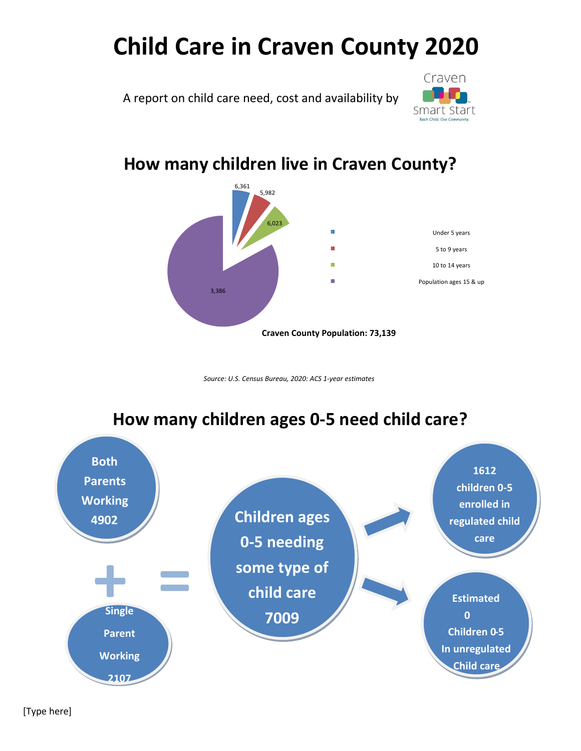# Child Care in Craven County 2020

A report on child care need, cost and availability by Craven Smart Start

Each Child. Our Community.

## How many children live in Craven County?

| Age group | Number |
| --- | --- |
| Under 5 years | 6,361 |
| 5 to 9 years | 5,982 |
| 10 to 14 years | 6,023 |
| Population ages 15 & up | 3,386 |

**Craven County Population: 73,139**

*Source: U.S. Census Bureau, 2020: ACS 1-year estimates*

## How many children ages 0-5 need child care?

**Both Parents Working 4902**

+

**Single Parent Working 2107**

=

**Children ages 0-5 needing some type of child care 7009**

→ **1612 children 0-5 enrolled in regulated child care**

→ **Estimated 0 Children 0-5 In unregulated Child care**

[Type here]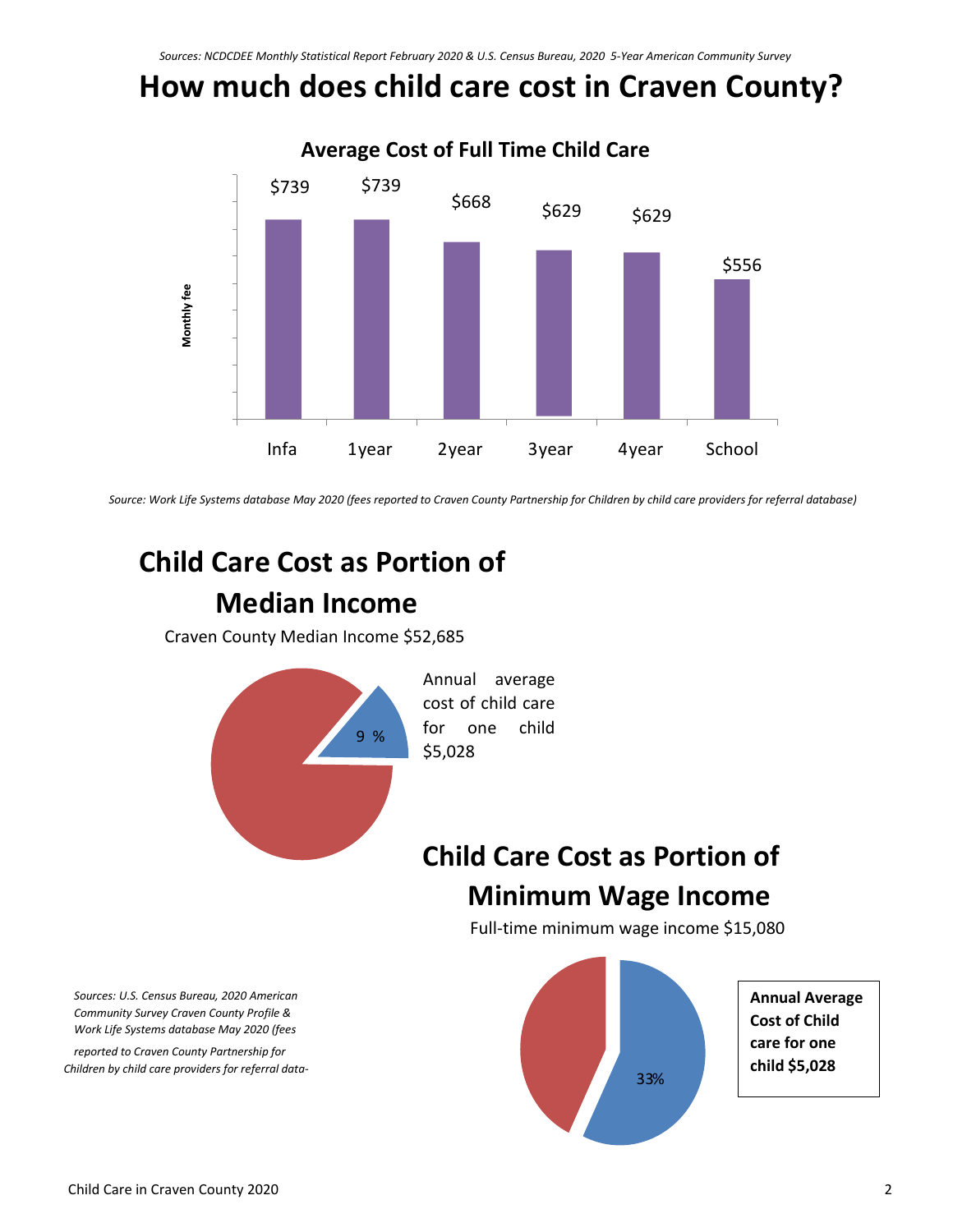*Sources: NCDCDEE Monthly Statistical Report February 2020 & U.S. Census Bureau, 2020 5-Year American Community Survey*

# How much does child care cost in Craven County?

**Average Cost of Full Time Child Care**

| | Infa | 1year | 2year | 3year | 4year | School |
|---|---|---|---|---|---|---|
| Monthly fee | $739 | $739 | $668 | $629 | $629 | $556 |

*Source: Work Life Systems database May 2020 (fees reported to Craven County Partnership for Children by child care providers for referral database)*

## Child Care Cost as Portion of Median Income

Craven County Median Income $52,685

9 %

Annual average cost of child care for one child $5,028

## Child Care Cost as Portion of Minimum Wage Income

Full-time minimum wage income $15,080

33%

**Annual Average Cost of Child care for one child $5,028**

*Sources: U.S. Census Bureau, 2020 American Community Survey Craven County Profile & Work Life Systems database May 2020 (fees reported to Craven County Partnership for Children by child care providers for referral data-*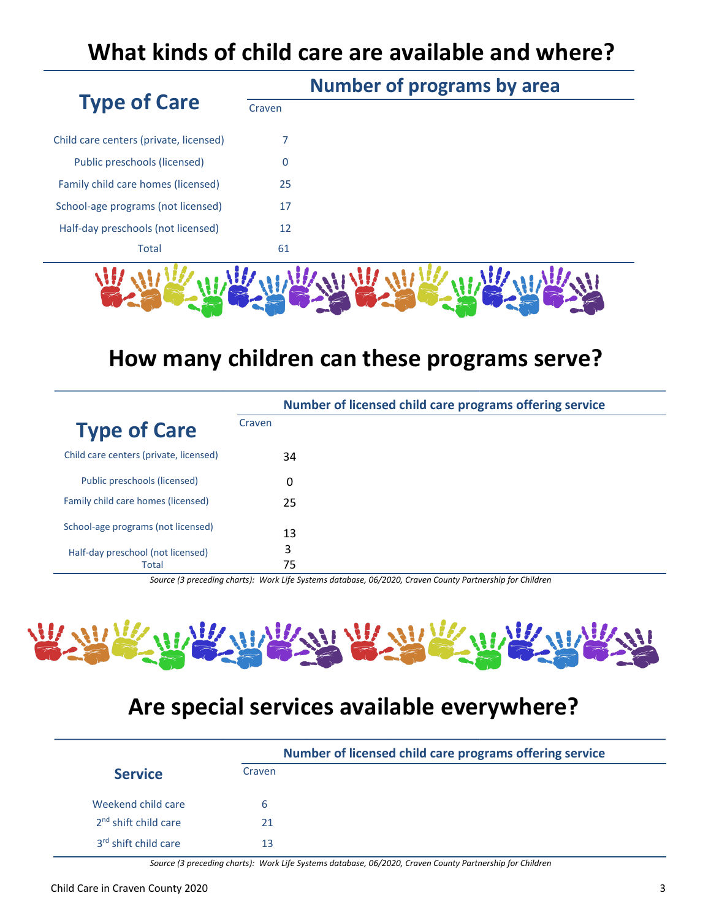# What kinds of child care are available and where?

| Type of Care | Number of programs by area |
|---|---|
| | Craven |
| Child care centers (private, licensed) | 7 |
| Public preschools (licensed) | 0 |
| Family child care homes (licensed) | 25 |
| School-age programs (not licensed) | 17 |
| Half-day preschools (not licensed) | 12 |
| Total | 61 |

# How many children can these programs serve?

| Type of Care | Number of licensed child care programs offering service |
|---|---|
| | Craven |
| Child care centers (private, licensed) | 34 |
| Public preschools (licensed) | 0 |
| Family child care homes (licensed) | 25 |
| School-age programs (not licensed) | 13 |
| Half-day preschool (not licensed) | 3 |
| Total | 75 |

*Source (3 preceding charts): Work Life Systems database, 06/2020, Craven County Partnership for Children*

# Are special services available everywhere?

| Service | Number of licensed child care programs offering service |
|---|---|
| | Craven |
| Weekend child care | 6 |
| 2nd shift child care | 21 |
| 3rd shift child care | 13 |

*Source (3 preceding charts): Work Life Systems database, 06/2020, Craven County Partnership for Children*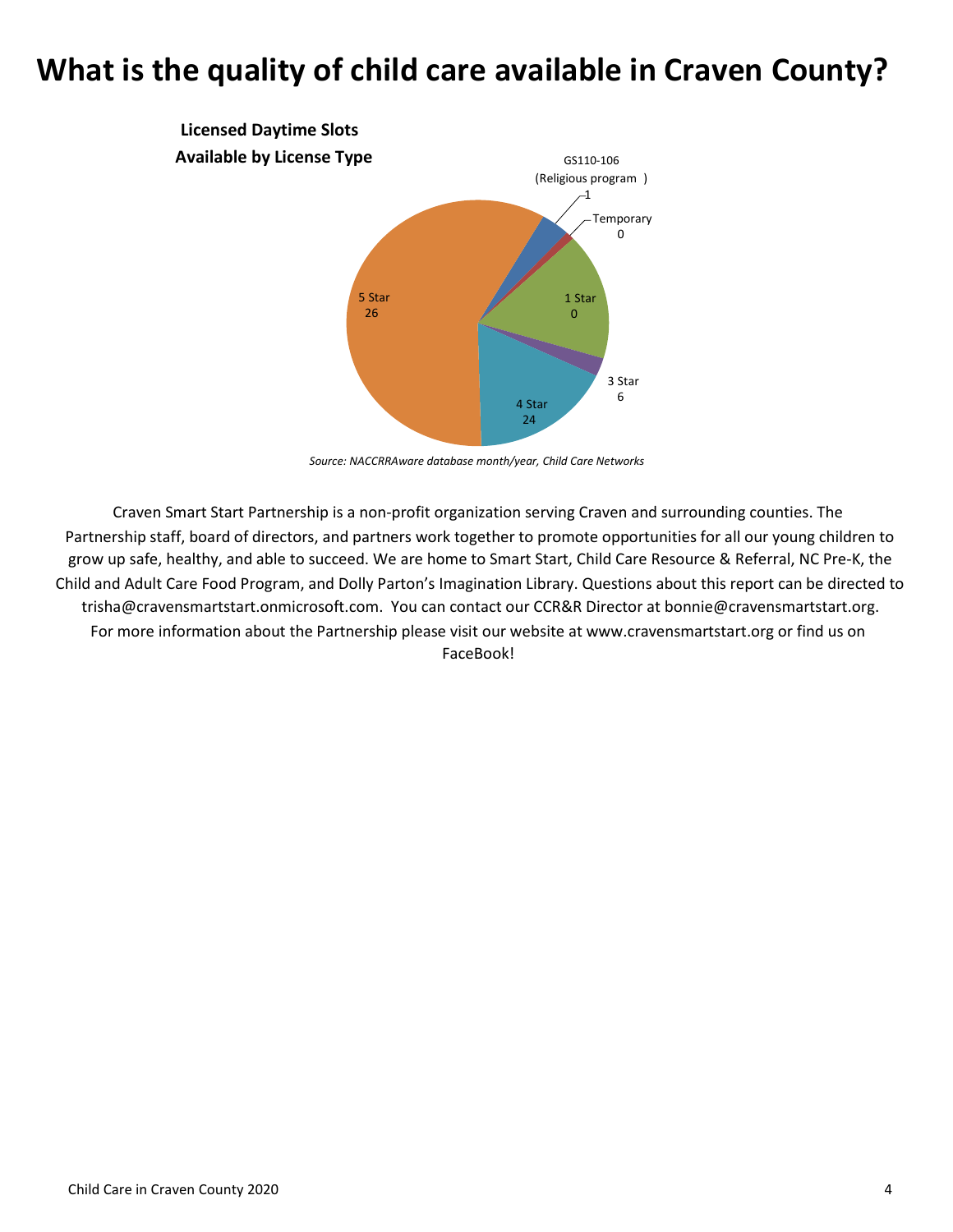# What is the quality of child care available in Craven County?

**Licensed Daytime Slots Available by License Type**

GS110-106 (Religious program )
1

Temporary
0

1 Star
0

3 Star
6

4 Star
24

5 Star
26

*Source: NACCRRAware database month/year, Child Care Networks*

Craven Smart Start Partnership is a non-profit organization serving Craven and surrounding counties. The Partnership staff, board of directors, and partners work together to promote opportunities for all our young children to grow up safe, healthy, and able to succeed. We are home to Smart Start, Child Care Resource & Referral, NC Pre-K, the Child and Adult Care Food Program, and Dolly Parton's Imagination Library. Questions about this report can be directed to trisha@cravensmartstart.onmicrosoft.com. You can contact our CCR&R Director at bonnie@cravensmartstart.org. For more information about the Partnership please visit our website at www.cravensmartstart.org or find us on FaceBook!